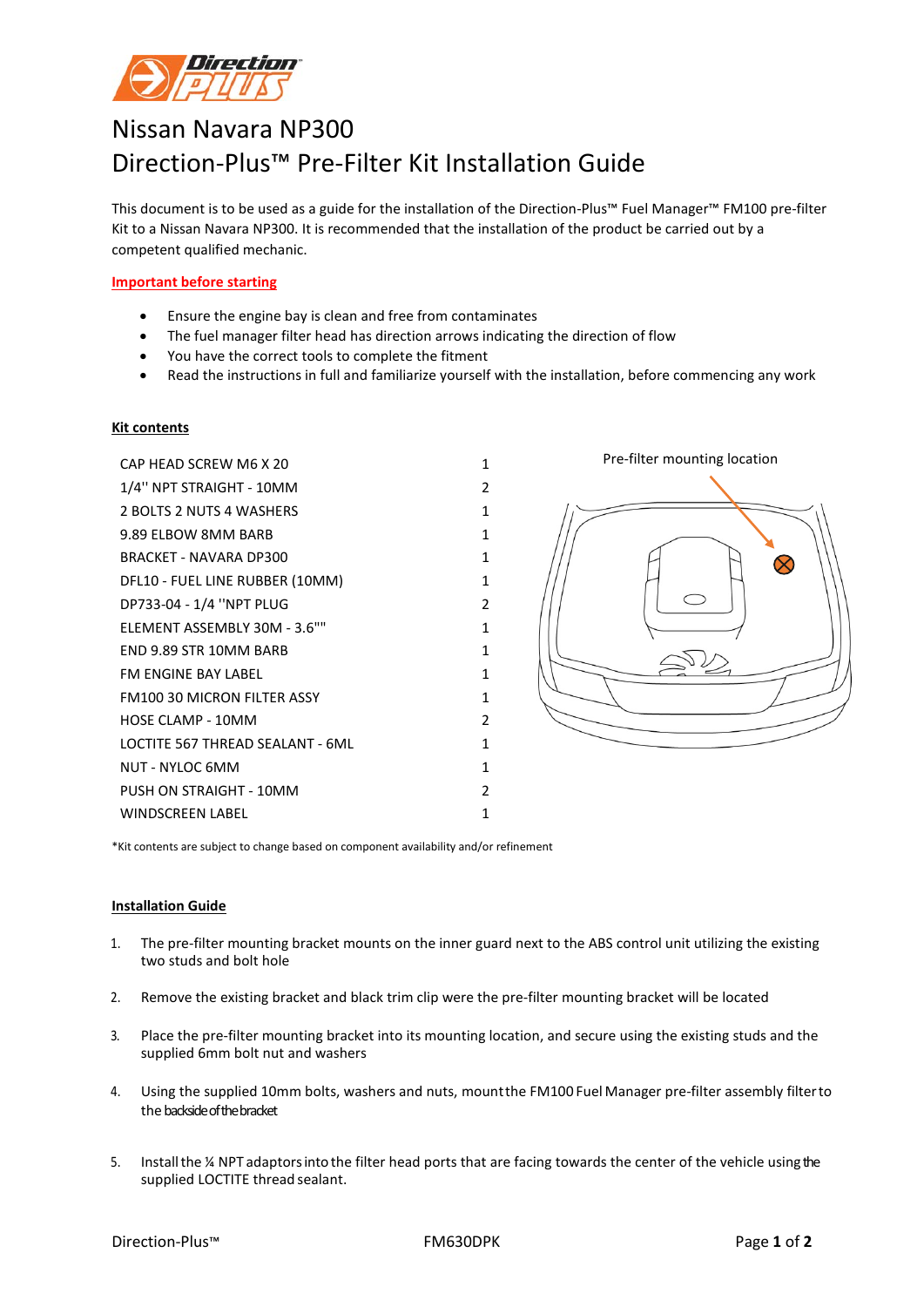# Nissan Navara NP300

# Direction-Plus™ Pre-Filter Kit Installation Guide

This document is to be used as a guide for the installation of the Direction-Plus™ Fuel Manager™ FM100 pre-filter Kit to a Nissan Navara NP300. It is recommended that the installation of the product be carried out by a competent qualified mechanic.

**Important before starting**

- Ensure the engine bay is clean and free from contaminates
- The fuel manager filter head has direction arrows indicating the direction of flow
- You have the correct tools to complete the fitment
- Read the instructions in full and familiarize yourself with the installation, before commencing any work

**Kit contents**

| Item | Qty |
|---|---|
| CAP HEAD SCREW M6 X 20 | 1 |
| 1/4'' NPT STRAIGHT - 10MM | 2 |
| 2 BOLTS 2 NUTS 4 WASHERS | 1 |
| 9.89 ELBOW 8MM BARB | 1 |
| BRACKET - NAVARA DP300 | 1 |
| DFL10 - FUEL LINE RUBBER (10MM) | 1 |
| DP733-04 - 1/4 ''NPT PLUG | 2 |
| ELEMENT ASSEMBLY 30M - 3.6"" | 1 |
| END 9.89 STR 10MM BARB | 1 |
| FM ENGINE BAY LABEL | 1 |
| FM100 30 MICRON FILTER ASSY | 1 |
| HOSE CLAMP - 10MM | 2 |
| LOCTITE 567 THREAD SEALANT - 6ML | 1 |
| NUT - NYLOC 6MM | 1 |
| PUSH ON STRAIGHT - 10MM | 2 |
| WINDSCREEN LABEL | 1 |

Pre-filter mounting location

*Kit contents are subject to change based on component availability and/or refinement

**Installation Guide**

1. The pre-filter mounting bracket mounts on the inner guard next to the ABS control unit utilizing the existing two studs and bolt hole
2. Remove the existing bracket and black trim clip were the pre-filter mounting bracket will be located
3. Place the pre-filter mounting bracket into its mounting location, and secure using the existing studs and the supplied 6mm bolt nut and washers
4. Using the supplied 10mm bolts, washers and nuts, mount the FM100 Fuel Manager pre-filter assembly filter to the backside of the bracket
5. Install the ¼ NPT adaptors into the filter head ports that are facing towards the center of the vehicle using the supplied LOCTITE thread sealant.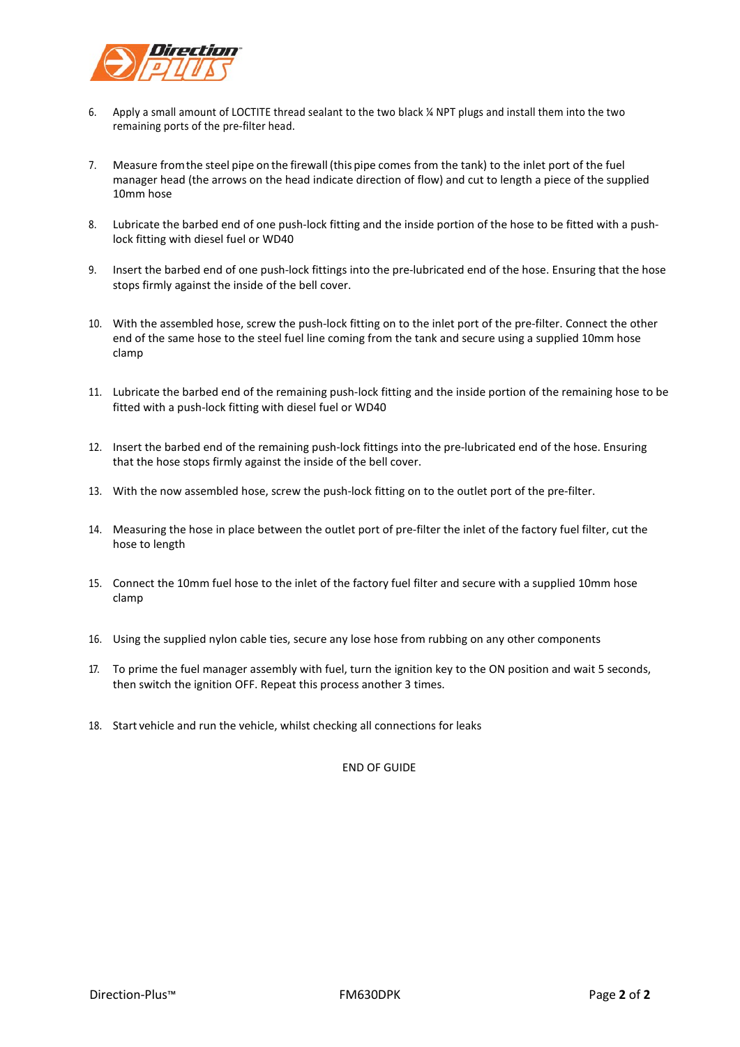6. Apply a small amount of LOCTITE thread sealant to the two black ¼ NPT plugs and install them into the two remaining ports of the pre-filter head.

7. Measure from the steel pipe on the firewall (this pipe comes from the tank) to the inlet port of the fuel manager head (the arrows on the head indicate direction of flow) and cut to length a piece of the supplied 10mm hose

8. Lubricate the barbed end of one push-lock fitting and the inside portion of the hose to be fitted with a push-lock fitting with diesel fuel or WD40

9. Insert the barbed end of one push-lock fittings into the pre-lubricated end of the hose. Ensuring that the hose stops firmly against the inside of the bell cover.

10. With the assembled hose, screw the push-lock fitting on to the inlet port of the pre-filter. Connect the other end of the same hose to the steel fuel line coming from the tank and secure using a supplied 10mm hose clamp

11. Lubricate the barbed end of the remaining push-lock fitting and the inside portion of the remaining hose to be fitted with a push-lock fitting with diesel fuel or WD40

12. Insert the barbed end of the remaining push-lock fittings into the pre-lubricated end of the hose. Ensuring that the hose stops firmly against the inside of the bell cover.

13. With the now assembled hose, screw the push-lock fitting on to the outlet port of the pre-filter.

14. Measuring the hose in place between the outlet port of pre-filter the inlet of the factory fuel filter, cut the hose to length

15. Connect the 10mm fuel hose to the inlet of the factory fuel filter and secure with a supplied 10mm hose clamp

16. Using the supplied nylon cable ties, secure any lose hose from rubbing on any other components

17. To prime the fuel manager assembly with fuel, turn the ignition key to the ON position and wait 5 seconds, then switch the ignition OFF. Repeat this process another 3 times.

18. Start vehicle and run the vehicle, whilst checking all connections for leaks

END OF GUIDE